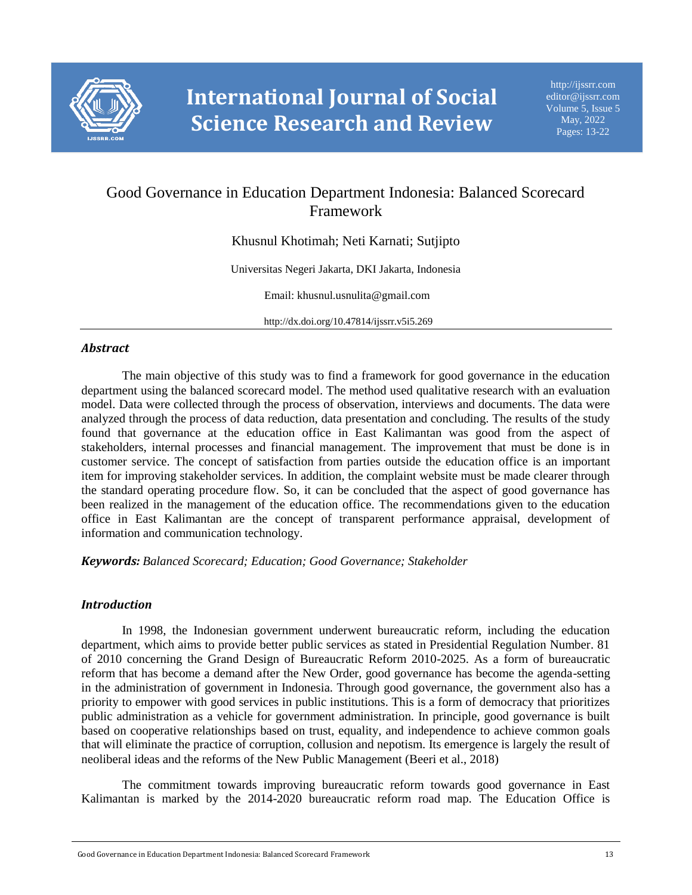# Good Governance in Education Department Indonesia: Balanced Scorecard Framework

Khusnul Khotimah; Neti Karnati; Sutjipto

Universitas Negeri Jakarta, DKI Jakarta, Indonesia

Email: khusnul.usnulita@gmail.com

http://dx.doi.org/10.47814/ijssrr.v5i5.269

## *Abstract*

The main objective of this study was to find a framework for good governance in the education department using the balanced scorecard model. The method used qualitative research with an evaluation model. Data were collected through the process of observation, interviews and documents. The data were analyzed through the process of data reduction, data presentation and concluding. The results of the study found that governance at the education office in East Kalimantan was good from the aspect of stakeholders, internal processes and financial management. The improvement that must be done is in customer service. The concept of satisfaction from parties outside the education office is an important item for improving stakeholder services. In addition, the complaint website must be made clearer through the standard operating procedure flow. So, it can be concluded that the aspect of good governance has been realized in the management of the education office. The recommendations given to the education office in East Kalimantan are the concept of transparent performance appraisal, development of information and communication technology.

***Keywords:*** *Balanced Scorecard; Education; Good Governance; Stakeholder*

## *Introduction*

In 1998, the Indonesian government underwent bureaucratic reform, including the education department, which aims to provide better public services as stated in Presidential Regulation Number. 81 of 2010 concerning the Grand Design of Bureaucratic Reform 2010-2025. As a form of bureaucratic reform that has become a demand after the New Order, good governance has become the agenda-setting in the administration of government in Indonesia. Through good governance, the government also has a priority to empower with good services in public institutions. This is a form of democracy that prioritizes public administration as a vehicle for government administration. In principle, good governance is built based on cooperative relationships based on trust, equality, and independence to achieve common goals that will eliminate the practice of corruption, collusion and nepotism. Its emergence is largely the result of neoliberal ideas and the reforms of the New Public Management (Beeri et al., 2018)

The commitment towards improving bureaucratic reform towards good governance in East Kalimantan is marked by the 2014-2020 bureaucratic reform road map. The Education Office is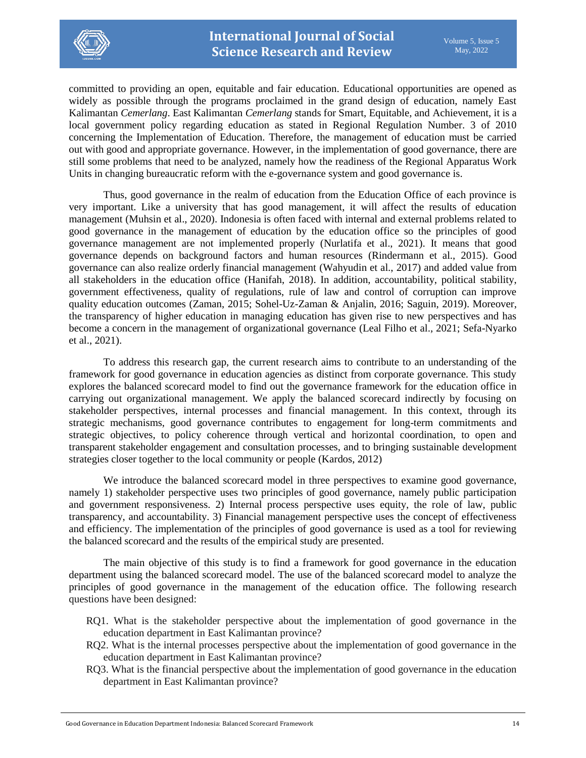committed to providing an open, equitable and fair education. Educational opportunities are opened as widely as possible through the programs proclaimed in the grand design of education, namely East Kalimantan *Cemerlang*. East Kalimantan *Cemerlang* stands for Smart, Equitable, and Achievement, it is a local government policy regarding education as stated in Regional Regulation Number. 3 of 2010 concerning the Implementation of Education. Therefore, the management of education must be carried out with good and appropriate governance. However, in the implementation of good governance, there are still some problems that need to be analyzed, namely how the readiness of the Regional Apparatus Work Units in changing bureaucratic reform with the e-governance system and good governance is.

Thus, good governance in the realm of education from the Education Office of each province is very important. Like a university that has good management, it will affect the results of education management (Muhsin et al., 2020). Indonesia is often faced with internal and external problems related to good governance in the management of education by the education office so the principles of good governance management are not implemented properly (Nurlatifa et al., 2021). It means that good governance depends on background factors and human resources (Rindermann et al., 2015). Good governance can also realize orderly financial management (Wahyudin et al., 2017) and added value from all stakeholders in the education office (Hanifah, 2018). In addition, accountability, political stability, government effectiveness, quality of regulations, rule of law and control of corruption can improve quality education outcomes (Zaman, 2015; Sohel-Uz-Zaman & Anjalin, 2016; Saguin, 2019). Moreover, the transparency of higher education in managing education has given rise to new perspectives and has become a concern in the management of organizational governance (Leal Filho et al., 2021; Sefa-Nyarko et al., 2021).

To address this research gap, the current research aims to contribute to an understanding of the framework for good governance in education agencies as distinct from corporate governance. This study explores the balanced scorecard model to find out the governance framework for the education office in carrying out organizational management. We apply the balanced scorecard indirectly by focusing on stakeholder perspectives, internal processes and financial management. In this context, through its strategic mechanisms, good governance contributes to engagement for long-term commitments and strategic objectives, to policy coherence through vertical and horizontal coordination, to open and transparent stakeholder engagement and consultation processes, and to bringing sustainable development strategies closer together to the local community or people (Kardos, 2012)

We introduce the balanced scorecard model in three perspectives to examine good governance, namely 1) stakeholder perspective uses two principles of good governance, namely public participation and government responsiveness. 2) Internal process perspective uses equity, the role of law, public transparency, and accountability. 3) Financial management perspective uses the concept of effectiveness and efficiency. The implementation of the principles of good governance is used as a tool for reviewing the balanced scorecard and the results of the empirical study are presented.

The main objective of this study is to find a framework for good governance in the education department using the balanced scorecard model. The use of the balanced scorecard model to analyze the principles of good governance in the management of the education office. The following research questions have been designed:

- RQ1. What is the stakeholder perspective about the implementation of good governance in the education department in East Kalimantan province?
- RQ2. What is the internal processes perspective about the implementation of good governance in the education department in East Kalimantan province?
- RQ3. What is the financial perspective about the implementation of good governance in the education department in East Kalimantan province?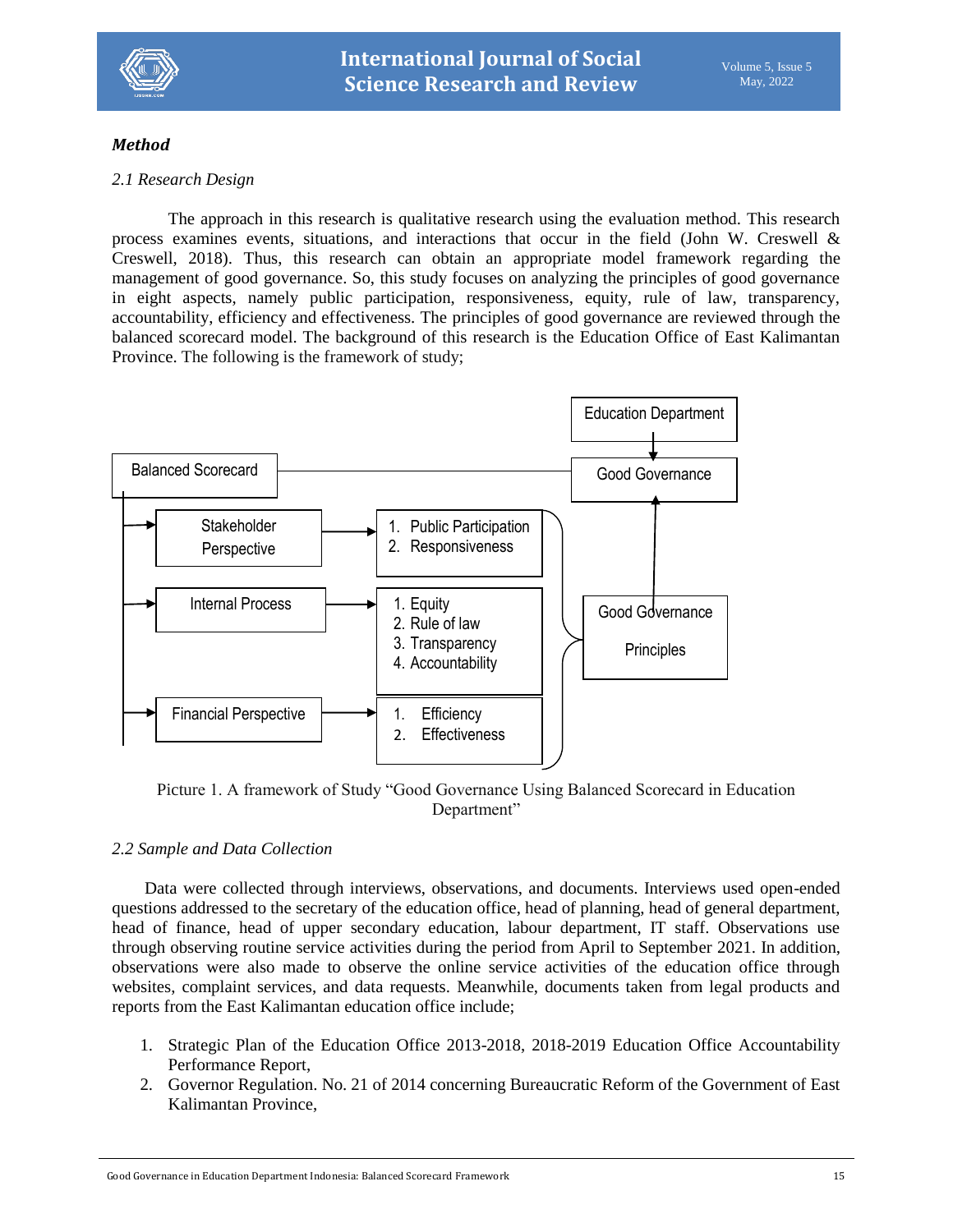### *Method*

*2.1 Research Design*

The approach in this research is qualitative research using the evaluation method. This research process examines events, situations, and interactions that occur in the field (John W. Creswell & Creswell, 2018). Thus, this research can obtain an appropriate model framework regarding the management of good governance. So, this study focuses on analyzing the principles of good governance in eight aspects, namely public participation, responsiveness, equity, rule of law, transparency, accountability, efficiency and effectiveness. The principles of good governance are reviewed through the balanced scorecard model. The background of this research is the Education Office of East Kalimantan Province. The following is the framework of study;

Picture 1. A framework of Study "Good Governance Using Balanced Scorecard in Education Department"

*2.2 Sample and Data Collection*

Data were collected through interviews, observations, and documents. Interviews used open-ended questions addressed to the secretary of the education office, head of planning, head of general department, head of finance, head of upper secondary education, labour department, IT staff. Observations use through observing routine service activities during the period from April to September 2021. In addition, observations were also made to observe the online service activities of the education office through websites, complaint services, and data requests. Meanwhile, documents taken from legal products and reports from the East Kalimantan education office include;

1. Strategic Plan of the Education Office 2013-2018, 2018-2019 Education Office Accountability Performance Report,
2. Governor Regulation. No. 21 of 2014 concerning Bureaucratic Reform of the Government of East Kalimantan Province,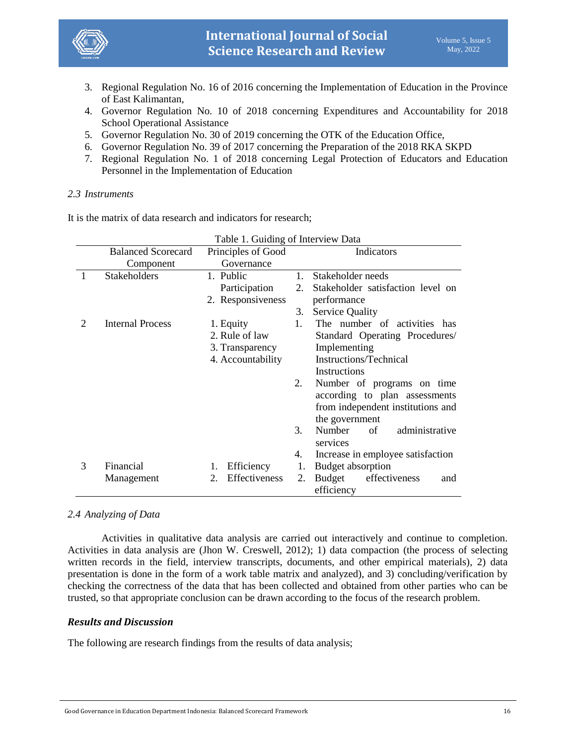3. Regional Regulation No. 16 of 2016 concerning the Implementation of Education in the Province of East Kalimantan,
4. Governor Regulation No. 10 of 2018 concerning Expenditures and Accountability for 2018 School Operational Assistance
5. Governor Regulation No. 30 of 2019 concerning the OTK of the Education Office,
6. Governor Regulation No. 39 of 2017 concerning the Preparation of the 2018 RKA SKPD
7. Regional Regulation No. 1 of 2018 concerning Legal Protection of Educators and Education Personnel in the Implementation of Education

### *2.3 Instruments*

It is the matrix of data research and indicators for research;

Table 1. Guiding of Interview Data

| | Balanced Scorecard Component | Principles of Good Governance | Indicators |
|---|---|---|---|
| 1 | Stakeholders | 1. Public Participation<br>2. Responsiveness | 1. Stakeholder needs<br>2. Stakeholder satisfaction level on performance<br>3. Service Quality |
| 2 | Internal Process | 1. Equity<br>2. Rule of law<br>3. Transparency<br>4. Accountability | 1. The number of activities has Standard Operating Procedures/ Implementing Instructions/Technical Instructions<br>2. Number of programs on time according to plan assessments from independent institutions and the government<br>3. Number of administrative services<br>4. Increase in employee satisfaction |
| 3 | Financial Management | 1. Efficiency<br>2. Effectiveness | 1. Budget absorption<br>2. Budget effectiveness and efficiency |

### *2.4 Analyzing of Data*

Activities in qualitative data analysis are carried out interactively and continue to completion. Activities in data analysis are (Jhon W. Creswell, 2012); 1) data compaction (the process of selecting written records in the field, interview transcripts, documents, and other empirical materials), 2) data presentation is done in the form of a work table matrix and analyzed), and 3) concluding/verification by checking the correctness of the data that has been collected and obtained from other parties who can be trusted, so that appropriate conclusion can be drawn according to the focus of the research problem.

## *Results and Discussion*

The following are research findings from the results of data analysis;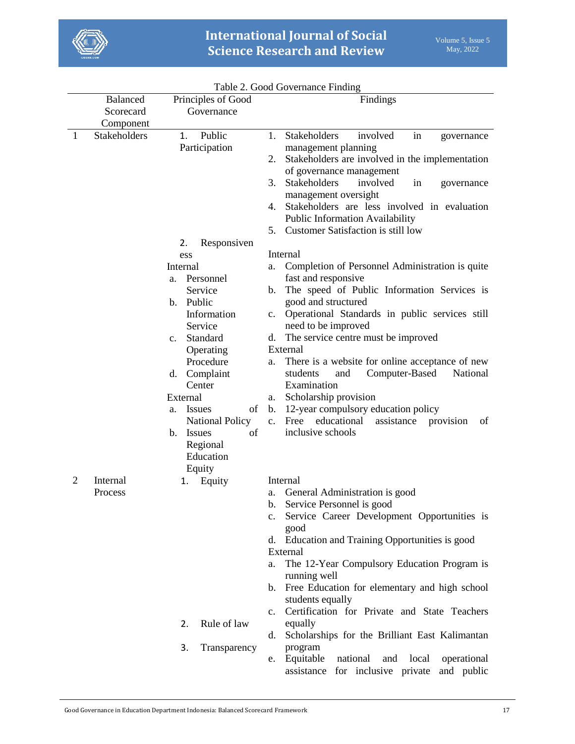Table 2. Good Governance Finding

| | Balanced Scorecard Component | Principles of Good Governance | Findings |
|---|---|---|---|
| 1 | Stakeholders | 1. Public Participation | 1. Stakeholders involved in governance management planning<br>2. Stakeholders are involved in the implementation of governance management<br>3. Stakeholders involved in governance management oversight<br>4. Stakeholders are less involved in evaluation Public Information Availability<br>5. Customer Satisfaction is still low |
| | | 2. Responsiveness<br>Internal<br>a. Personnel Service<br>b. Public Information Service<br>c. Standard Operating Procedure<br>d. Complaint Center<br>External<br>a. Issues of National Policy<br>b. Issues of Regional Education Equity | Internal<br>a. Completion of Personnel Administration is quite fast and responsive<br>b. The speed of Public Information Services is good and structured<br>c. Operational Standards in public services still need to be improved<br>d. The service centre must be improved<br>External<br>a. There is a website for online acceptance of new students and Computer-Based National Examination<br>a. Scholarship provision<br>b. 12-year compulsory education policy<br>c. Free educational assistance provision of inclusive schools |
| 2 | Internal Process | 1. Equity<br>2. Rule of law<br>3. Transparency | Internal<br>a. General Administration is good<br>b. Service Personnel is good<br>c. Service Career Development Opportunities is good<br>d. Education and Training Opportunities is good<br>External<br>a. The 12-Year Compulsory Education Program is running well<br>b. Free Education for elementary and high school students equally<br>c. Certification for Private and State Teachers equally<br>d. Scholarships for the Brilliant East Kalimantan program<br>e. Equitable national and local operational assistance for inclusive private and public |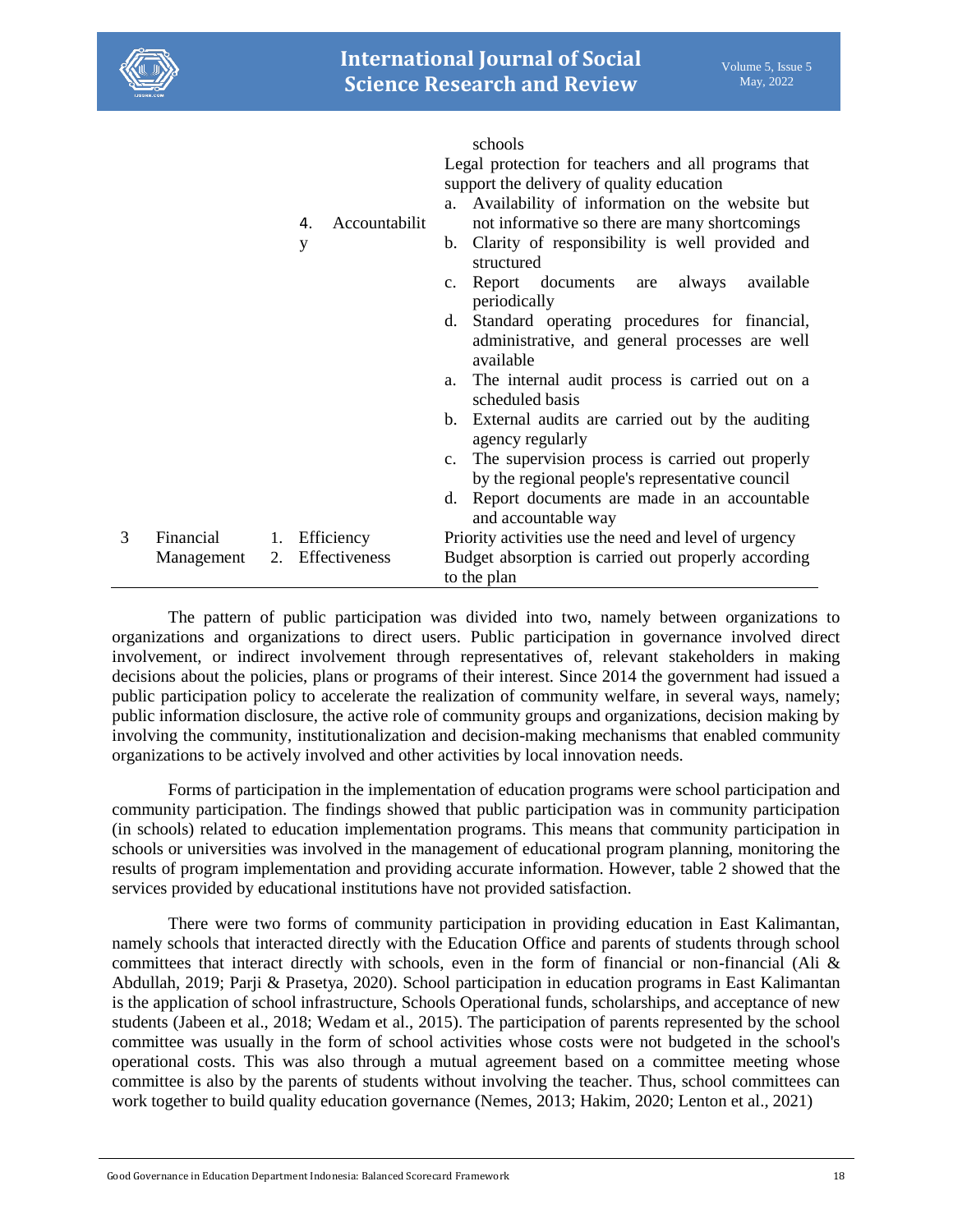| | | | |
|---|---|---|---|
| | | | schools<br>Legal protection for teachers and all programs that support the delivery of quality education |
| | | 4. Accountability | a. Availability of information on the website but not informative so there are many shortcomings<br>b. Clarity of responsibility is well provided and structured<br>c. Report documents are always available periodically<br>d. Standard operating procedures for financial, administrative, and general processes are well available<br>a. The internal audit process is carried out on a scheduled basis<br>b. External audits are carried out by the auditing agency regularly<br>c. The supervision process is carried out properly by the regional people's representative council<br>d. Report documents are made in an accountable and accountable way |
| 3 | Financial Management | 1. Efficiency<br>2. Effectiveness | Priority activities use the need and level of urgency<br>Budget absorption is carried out properly according to the plan |

The pattern of public participation was divided into two, namely between organizations to organizations and organizations to direct users. Public participation in governance involved direct involvement, or indirect involvement through representatives of, relevant stakeholders in making decisions about the policies, plans or programs of their interest. Since 2014 the government had issued a public participation policy to accelerate the realization of community welfare, in several ways, namely; public information disclosure, the active role of community groups and organizations, decision making by involving the community, institutionalization and decision-making mechanisms that enabled community organizations to be actively involved and other activities by local innovation needs.

Forms of participation in the implementation of education programs were school participation and community participation. The findings showed that public participation was in community participation (in schools) related to education implementation programs. This means that community participation in schools or universities was involved in the management of educational program planning, monitoring the results of program implementation and providing accurate information. However, table 2 showed that the services provided by educational institutions have not provided satisfaction.

There were two forms of community participation in providing education in East Kalimantan, namely schools that interacted directly with the Education Office and parents of students through school committees that interact directly with schools, even in the form of financial or non-financial (Ali & Abdullah, 2019; Parji & Prasetya, 2020). School participation in education programs in East Kalimantan is the application of school infrastructure, Schools Operational funds, scholarships, and acceptance of new students (Jabeen et al., 2018; Wedam et al., 2015). The participation of parents represented by the school committee was usually in the form of school activities whose costs were not budgeted in the school's operational costs. This was also through a mutual agreement based on a committee meeting whose committee is also by the parents of students without involving the teacher. Thus, school committees can work together to build quality education governance (Nemes, 2013; Hakim, 2020; Lenton et al., 2021)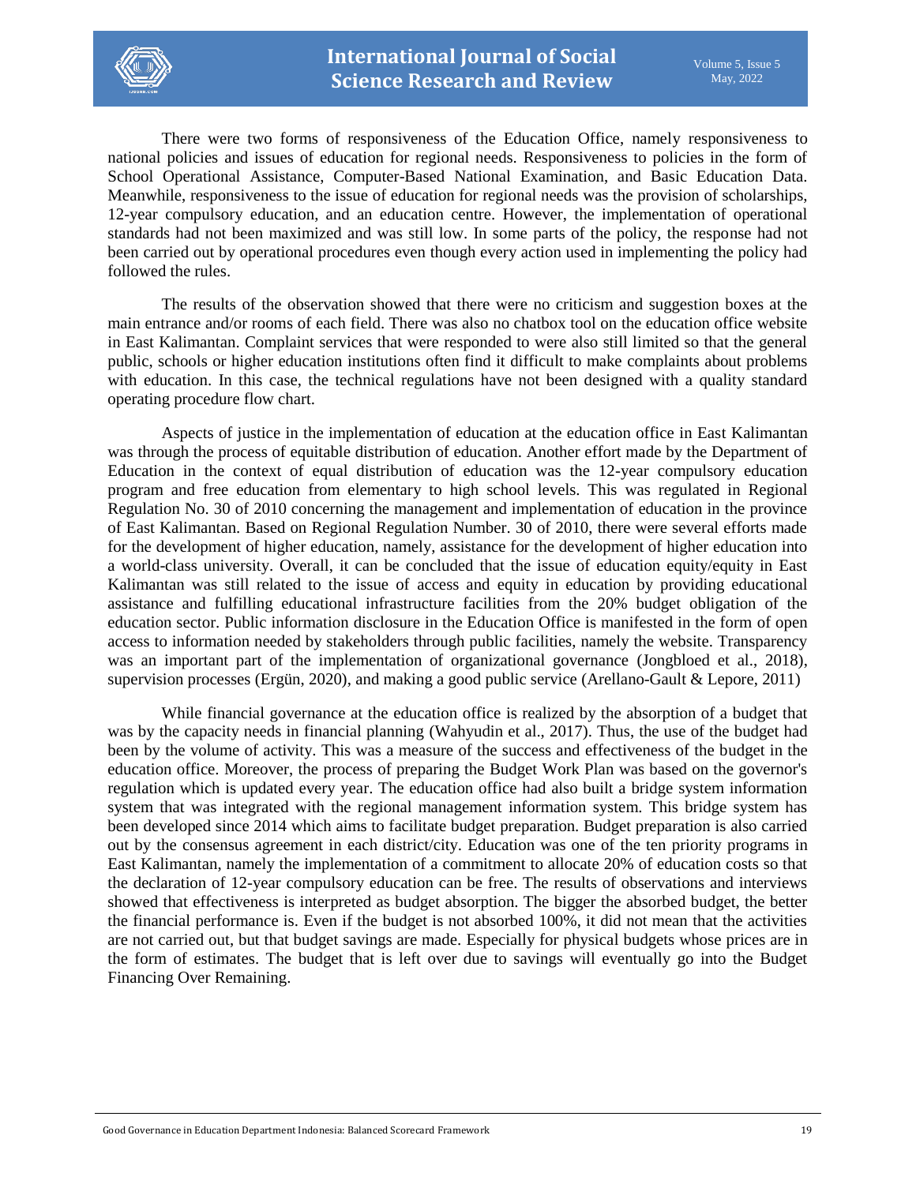There were two forms of responsiveness of the Education Office, namely responsiveness to national policies and issues of education for regional needs. Responsiveness to policies in the form of School Operational Assistance, Computer-Based National Examination, and Basic Education Data. Meanwhile, responsiveness to the issue of education for regional needs was the provision of scholarships, 12-year compulsory education, and an education centre. However, the implementation of operational standards had not been maximized and was still low. In some parts of the policy, the response had not been carried out by operational procedures even though every action used in implementing the policy had followed the rules.

The results of the observation showed that there were no criticism and suggestion boxes at the main entrance and/or rooms of each field. There was also no chatbox tool on the education office website in East Kalimantan. Complaint services that were responded to were also still limited so that the general public, schools or higher education institutions often find it difficult to make complaints about problems with education. In this case, the technical regulations have not been designed with a quality standard operating procedure flow chart.

Aspects of justice in the implementation of education at the education office in East Kalimantan was through the process of equitable distribution of education. Another effort made by the Department of Education in the context of equal distribution of education was the 12-year compulsory education program and free education from elementary to high school levels. This was regulated in Regional Regulation No. 30 of 2010 concerning the management and implementation of education in the province of East Kalimantan. Based on Regional Regulation Number. 30 of 2010, there were several efforts made for the development of higher education, namely, assistance for the development of higher education into a world-class university. Overall, it can be concluded that the issue of education equity/equity in East Kalimantan was still related to the issue of access and equity in education by providing educational assistance and fulfilling educational infrastructure facilities from the 20% budget obligation of the education sector. Public information disclosure in the Education Office is manifested in the form of open access to information needed by stakeholders through public facilities, namely the website. Transparency was an important part of the implementation of organizational governance (Jongbloed et al., 2018), supervision processes (Ergün, 2020), and making a good public service (Arellano-Gault & Lepore, 2011)

While financial governance at the education office is realized by the absorption of a budget that was by the capacity needs in financial planning (Wahyudin et al., 2017). Thus, the use of the budget had been by the volume of activity. This was a measure of the success and effectiveness of the budget in the education office. Moreover, the process of preparing the Budget Work Plan was based on the governor's regulation which is updated every year. The education office had also built a bridge system information system that was integrated with the regional management information system. This bridge system has been developed since 2014 which aims to facilitate budget preparation. Budget preparation is also carried out by the consensus agreement in each district/city. Education was one of the ten priority programs in East Kalimantan, namely the implementation of a commitment to allocate 20% of education costs so that the declaration of 12-year compulsory education can be free. The results of observations and interviews showed that effectiveness is interpreted as budget absorption. The bigger the absorbed budget, the better the financial performance is. Even if the budget is not absorbed 100%, it did not mean that the activities are not carried out, but that budget savings are made. Especially for physical budgets whose prices are in the form of estimates. The budget that is left over due to savings will eventually go into the Budget Financing Over Remaining.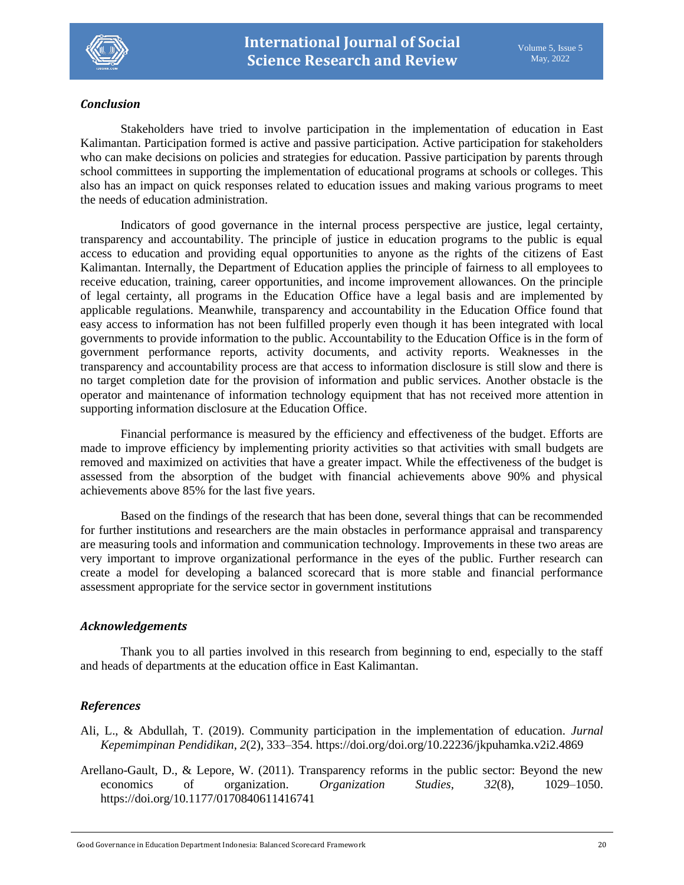## *Conclusion*

Stakeholders have tried to involve participation in the implementation of education in East Kalimantan. Participation formed is active and passive participation. Active participation for stakeholders who can make decisions on policies and strategies for education. Passive participation by parents through school committees in supporting the implementation of educational programs at schools or colleges. This also has an impact on quick responses related to education issues and making various programs to meet the needs of education administration.

Indicators of good governance in the internal process perspective are justice, legal certainty, transparency and accountability. The principle of justice in education programs to the public is equal access to education and providing equal opportunities to anyone as the rights of the citizens of East Kalimantan. Internally, the Department of Education applies the principle of fairness to all employees to receive education, training, career opportunities, and income improvement allowances. On the principle of legal certainty, all programs in the Education Office have a legal basis and are implemented by applicable regulations. Meanwhile, transparency and accountability in the Education Office found that easy access to information has not been fulfilled properly even though it has been integrated with local governments to provide information to the public. Accountability to the Education Office is in the form of government performance reports, activity documents, and activity reports. Weaknesses in the transparency and accountability process are that access to information disclosure is still slow and there is no target completion date for the provision of information and public services. Another obstacle is the operator and maintenance of information technology equipment that has not received more attention in supporting information disclosure at the Education Office.

Financial performance is measured by the efficiency and effectiveness of the budget. Efforts are made to improve efficiency by implementing priority activities so that activities with small budgets are removed and maximized on activities that have a greater impact. While the effectiveness of the budget is assessed from the absorption of the budget with financial achievements above 90% and physical achievements above 85% for the last five years.

Based on the findings of the research that has been done, several things that can be recommended for further institutions and researchers are the main obstacles in performance appraisal and transparency are measuring tools and information and communication technology. Improvements in these two areas are very important to improve organizational performance in the eyes of the public. Further research can create a model for developing a balanced scorecard that is more stable and financial performance assessment appropriate for the service sector in government institutions

## *Acknowledgements*

Thank you to all parties involved in this research from beginning to end, especially to the staff and heads of departments at the education office in East Kalimantan.

## *References*

Ali, L., & Abdullah, T. (2019). Community participation in the implementation of education. *Jurnal Kepemimpinan Pendidikan*, *2*(2), 333–354. https://doi.org/doi.org/10.22236/jkpuhamka.v2i2.4869

Arellano-Gault, D., & Lepore, W. (2011). Transparency reforms in the public sector: Beyond the new economics of organization. *Organization Studies*, *32*(8), 1029–1050. https://doi.org/10.1177/0170840611416741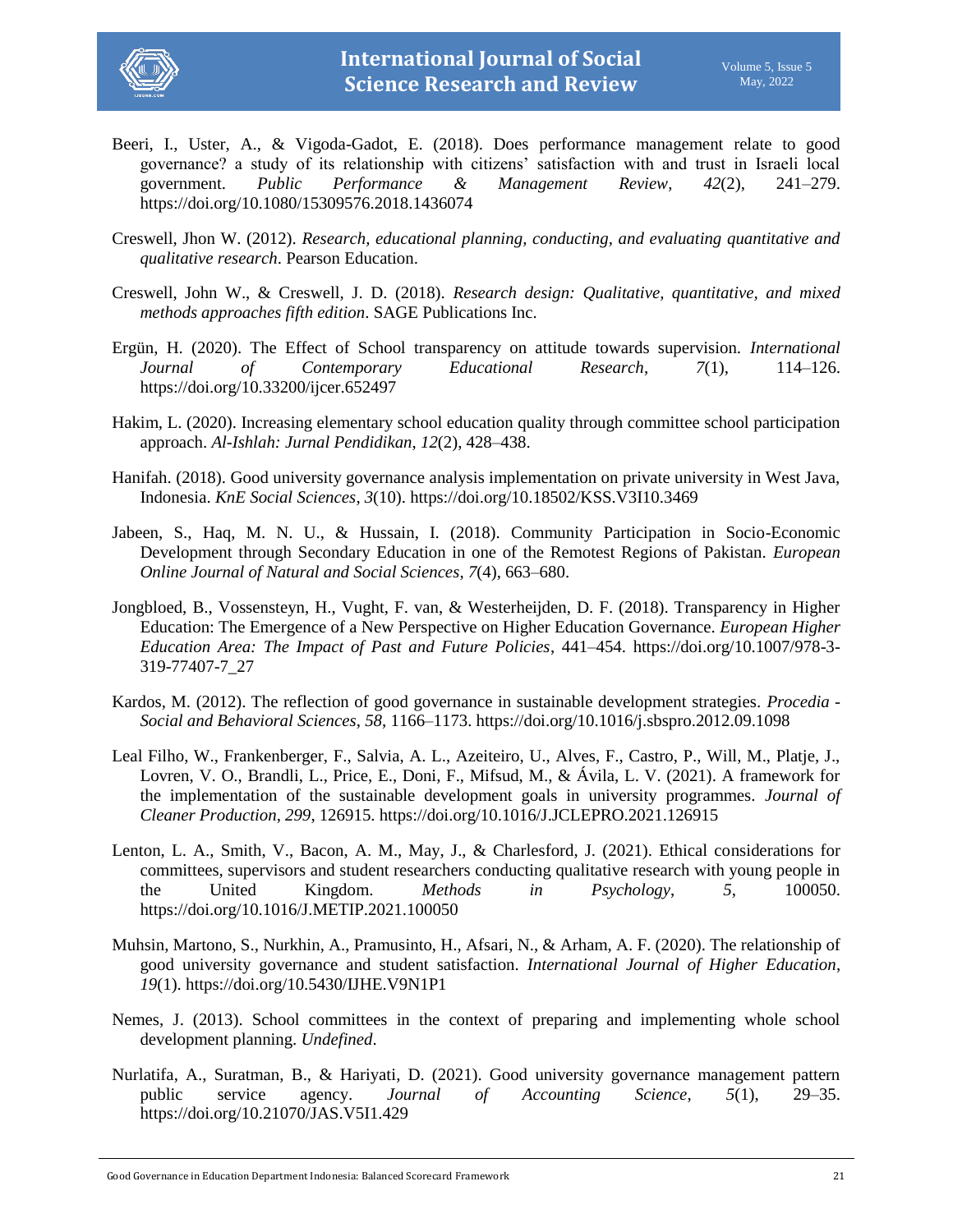Beeri, I., Uster, A., & Vigoda-Gadot, E. (2018). Does performance management relate to good governance? a study of its relationship with citizens' satisfaction with and trust in Israeli local government. *Public Performance & Management Review*, *42*(2), 241–279. https://doi.org/10.1080/15309576.2018.1436074

Creswell, Jhon W. (2012). *Research, educational planning, conducting, and evaluating quantitative and qualitative research*. Pearson Education.

Creswell, John W., & Creswell, J. D. (2018). *Research design: Qualitative, quantitative, and mixed methods approaches fifth edition*. SAGE Publications Inc.

Ergün, H. (2020). The Effect of School transparency on attitude towards supervision. *International Journal of Contemporary Educational Research*, *7*(1), 114–126. https://doi.org/10.33200/ijcer.652497

Hakim, L. (2020). Increasing elementary school education quality through committee school participation approach. *Al-Ishlah: Jurnal Pendidikan*, *12*(2), 428–438.

Hanifah. (2018). Good university governance analysis implementation on private university in West Java, Indonesia. *KnE Social Sciences*, *3*(10). https://doi.org/10.18502/KSS.V3I10.3469

Jabeen, S., Haq, M. N. U., & Hussain, I. (2018). Community Participation in Socio-Economic Development through Secondary Education in one of the Remotest Regions of Pakistan. *European Online Journal of Natural and Social Sciences*, *7*(4), 663–680.

Jongbloed, B., Vossensteyn, H., Vught, F. van, & Westerheijden, D. F. (2018). Transparency in Higher Education: The Emergence of a New Perspective on Higher Education Governance. *European Higher Education Area: The Impact of Past and Future Policies*, 441–454. https://doi.org/10.1007/978-3-319-77407-7_27

Kardos, M. (2012). The reflection of good governance in sustainable development strategies. *Procedia - Social and Behavioral Sciences*, *58*, 1166–1173. https://doi.org/10.1016/j.sbspro.2012.09.1098

Leal Filho, W., Frankenberger, F., Salvia, A. L., Azeiteiro, U., Alves, F., Castro, P., Will, M., Platje, J., Lovren, V. O., Brandli, L., Price, E., Doni, F., Mifsud, M., & Ávila, L. V. (2021). A framework for the implementation of the sustainable development goals in university programmes. *Journal of Cleaner Production*, *299*, 126915. https://doi.org/10.1016/J.JCLEPRO.2021.126915

Lenton, L. A., Smith, V., Bacon, A. M., May, J., & Charlesford, J. (2021). Ethical considerations for committees, supervisors and student researchers conducting qualitative research with young people in the United Kingdom. *Methods in Psychology*, *5*, 100050. https://doi.org/10.1016/J.METIP.2021.100050

Muhsin, Martono, S., Nurkhin, A., Pramusinto, H., Afsari, N., & Arham, A. F. (2020). The relationship of good university governance and student satisfaction. *International Journal of Higher Education*, *19*(1). https://doi.org/10.5430/IJHE.V9N1P1

Nemes, J. (2013). School committees in the context of preparing and implementing whole school development planning. *Undefined*.

Nurlatifa, A., Suratman, B., & Hariyati, D. (2021). Good university governance management pattern public service agency. *Journal of Accounting Science*, *5*(1), 29–35. https://doi.org/10.21070/JAS.V5I1.429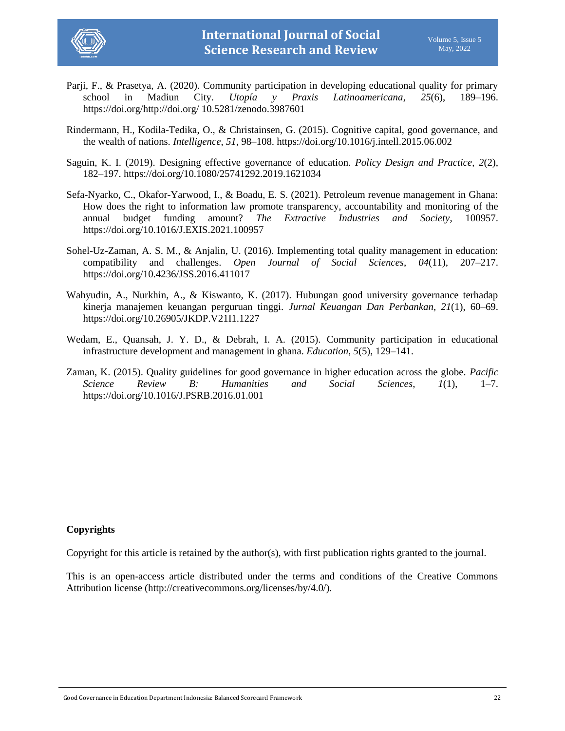Parji, F., & Prasetya, A. (2020). Community participation in developing educational quality for primary school in Madiun City. *Utopía y Praxis Latinoamericana*, *25*(6), 189–196. https://doi.org/http://doi.org/ 10.5281/zenodo.3987601

Rindermann, H., Kodila-Tedika, O., & Christainsen, G. (2015). Cognitive capital, good governance, and the wealth of nations. *Intelligence*, *51*, 98–108. https://doi.org/10.1016/j.intell.2015.06.002

Saguin, K. I. (2019). Designing effective governance of education. *Policy Design and Practice*, *2*(2), 182–197. https://doi.org/10.1080/25741292.2019.1621034

Sefa-Nyarko, C., Okafor-Yarwood, I., & Boadu, E. S. (2021). Petroleum revenue management in Ghana: How does the right to information law promote transparency, accountability and monitoring of the annual budget funding amount? *The Extractive Industries and Society*, 100957. https://doi.org/10.1016/J.EXIS.2021.100957

Sohel-Uz-Zaman, A. S. M., & Anjalin, U. (2016). Implementing total quality management in education: compatibility and challenges. *Open Journal of Social Sciences*, *04*(11), 207–217. https://doi.org/10.4236/JSS.2016.411017

Wahyudin, A., Nurkhin, A., & Kiswanto, K. (2017). Hubungan good university governance terhadap kinerja manajemen keuangan perguruan tinggi. *Jurnal Keuangan Dan Perbankan*, *21*(1), 60–69. https://doi.org/10.26905/JKDP.V21I1.1227

Wedam, E., Quansah, J. Y. D., & Debrah, I. A. (2015). Community participation in educational infrastructure development and management in ghana. *Education*, *5*(5), 129–141.

Zaman, K. (2015). Quality guidelines for good governance in higher education across the globe. *Pacific Science Review B: Humanities and Social Sciences*, *1*(1), 1–7. https://doi.org/10.1016/J.PSRB.2016.01.001

**Copyrights**

Copyright for this article is retained by the author(s), with first publication rights granted to the journal.

This is an open-access article distributed under the terms and conditions of the Creative Commons Attribution license (http://creativecommons.org/licenses/by/4.0/).